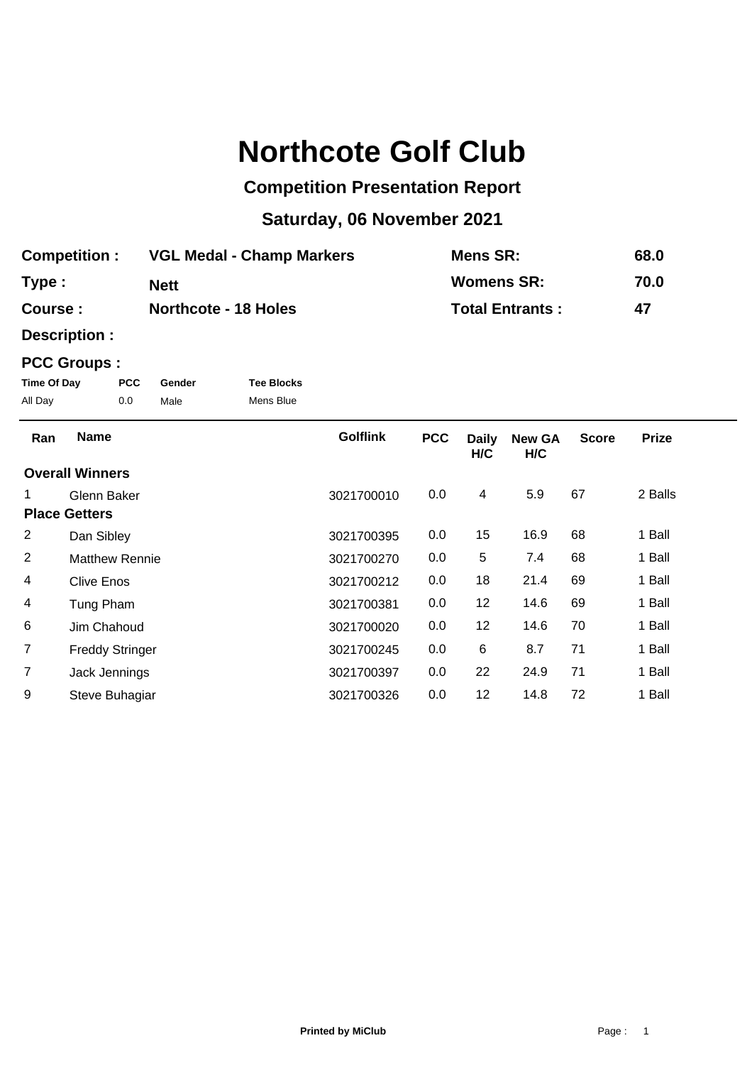# Northcote Golf Club

## Competition Presentation Report

## Saturday, 06 November 2021

| | | | |
|---|---|---|---|
| **Competition :** | **VGL Medal - Champ Markers** | **Mens SR:** | **68.0** |
| **Type :** | **Nett** | **Womens SR:** | **70.0** |
| **Course :** | **Northcote - 18 Holes** | **Total Entrants :** | **47** |

**Description :**

**PCC Groups :**

| Time Of Day | PCC | Gender | Tee Blocks |
|---|---|---|---|
| All Day | 0.0 | Male | Mens Blue |

| Ran | Name | Golflink | PCC | Daily H/C | New GA H/C | Score | Prize |
|---|---|---|---|---|---|---|---|
| **Overall Winners** | | | | | | | |
| 1 | Glenn Baker | 3021700010 | 0.0 | 4 | 5.9 | 67 | 2 Balls |
| **Place Getters** | | | | | | | |
| 2 | Dan Sibley | 3021700395 | 0.0 | 15 | 16.9 | 68 | 1 Ball |
| 2 | Matthew Rennie | 3021700270 | 0.0 | 5 | 7.4 | 68 | 1 Ball |
| 4 | Clive Enos | 3021700212 | 0.0 | 18 | 21.4 | 69 | 1 Ball |
| 4 | Tung Pham | 3021700381 | 0.0 | 12 | 14.6 | 69 | 1 Ball |
| 6 | Jim Chahoud | 3021700020 | 0.0 | 12 | 14.6 | 70 | 1 Ball |
| 7 | Freddy Stringer | 3021700245 | 0.0 | 6 | 8.7 | 71 | 1 Ball |
| 7 | Jack Jennings | 3021700397 | 0.0 | 22 | 24.9 | 71 | 1 Ball |
| 9 | Steve Buhagiar | 3021700326 | 0.0 | 12 | 14.8 | 72 | 1 Ball |

**Printed by MiClub**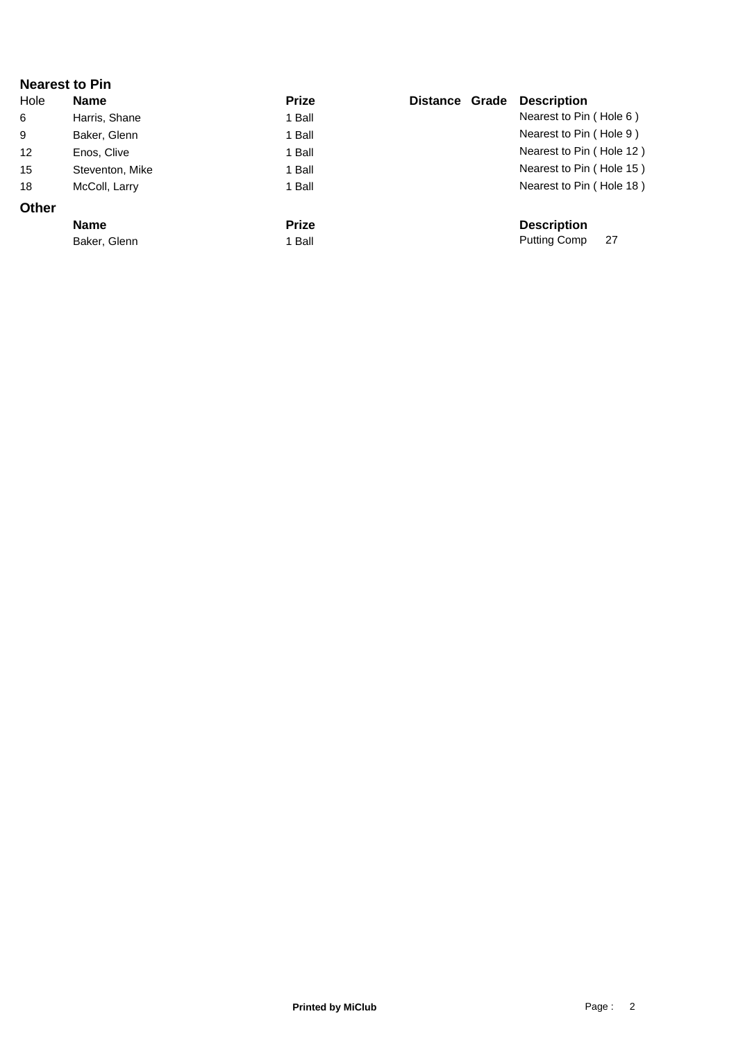## Nearest to Pin

| Hole | Name | Prize | Distance | Grade | Description |
| --- | --- | --- | --- | --- | --- |
| 6 | Harris, Shane | 1 Ball | | | Nearest to Pin ( Hole 6 ) |
| 9 | Baker, Glenn | 1 Ball | | | Nearest to Pin ( Hole 9 ) |
| 12 | Enos, Clive | 1 Ball | | | Nearest to Pin ( Hole 12 ) |
| 15 | Steventon, Mike | 1 Ball | | | Nearest to Pin ( Hole 15 ) |
| 18 | McColl, Larry | 1 Ball | | | Nearest to Pin ( Hole 18 ) |

## Other

| Name | Prize | Description |
| --- | --- | --- |
| Baker, Glenn | 1 Ball | Putting Comp 27 |

**Printed by MiClub**